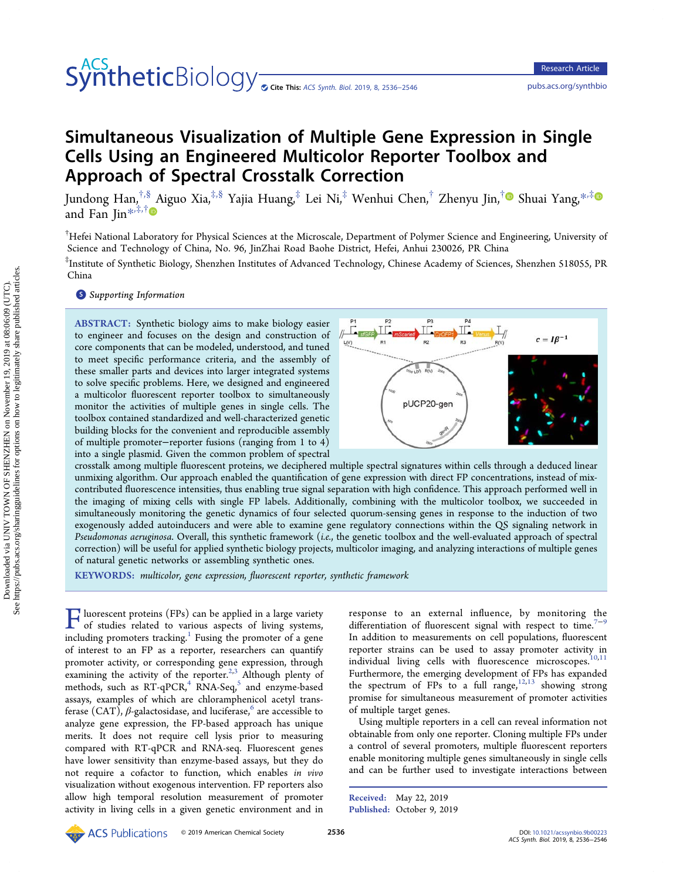# Simultaneous Visualization of Multiple Gene Expression in Single Cells Using an Engineered Multicolor Reporter Toolbox and Approach of Spectral Crosstalk Correction

Jundong Han,[†,§] Aiguo Xia,[‡,§] Yajia Huang,[‡] Lei Ni,[‡] Wenhui Chen,[†] Zhenyu Jin,[†] Shuai Yang,[*,‡] and Fan Jin[*,‡,†]

[†]Hefei National Laboratory for Physical Sciences at the Microscale, Department of Polymer Science and Engineering, University of Science and Technology of China, No. 96, JinZhai Road Baohe District, Hefei, Anhui 230026, PR China

[‡]Institute of Synthetic Biology, Shenzhen Institutes of Advanced Technology, Chinese Academy of Sciences, Shenzhen 518055, PR China

Supporting Information

**ABSTRACT:** Synthetic biology aims to make biology easier to engineer and focuses on the design and construction of core components that can be modeled, understood, and tuned to meet specific performance criteria, and the assembly of these smaller parts and devices into larger integrated systems to solve specific problems. Here, we designed and engineered a multicolor fluorescent reporter toolbox to simultaneously monitor the activities of multiple genes in single cells. The toolbox contained standardized and well-characterized genetic building blocks for the convenient and reproducible assembly of multiple promoter−reporter fusions (ranging from 1 to 4) into a single plasmid. Given the common problem of spectral crosstalk among multiple fluorescent proteins, we deciphered multiple spectral signatures within cells through a deduced linear unmixing algorithm. Our approach enabled the quantification of gene expression with direct FP concentrations, instead of mix-contributed fluorescence intensities, thus enabling true signal separation with high confidence. This approach performed well in the imaging of mixing cells with single FP labels. Additionally, combining with the multicolor toolbox, we succeeded in simultaneously monitoring the genetic dynamics of four selected quorum-sensing genes in response to the induction of two exogenously added autoinducers and were able to examine gene regulatory connections within the QS signaling network in *Pseudomonas aeruginosa*. Overall, this synthetic framework (*i.e.*, the genetic toolbox and the well-evaluated approach of spectral correction) will be useful for applied synthetic biology projects, multicolor imaging, and analyzing interactions of multiple genes of natural genetic networks or assembling synthetic ones.

**KEYWORDS:** *multicolor, gene expression, fluorescent reporter, synthetic framework*

Fluorescent proteins (FPs) can be applied in a large variety of studies related to various aspects of living systems, including promoters tracking.[1] Fusing the promoter of a gene of interest to an FP as a reporter, researchers can quantify promoter activity, or corresponding gene expression, through examining the activity of the reporter.[2,3] Although plenty of methods, such as RT-qPCR,[4] RNA-Seq,[5] and enzyme-based assays, examples of which are chloramphenicol acetyl transferase (CAT), β-galactosidase, and luciferase,[6] are accessible to analyze gene expression, the FP-based approach has unique merits. It does not require cell lysis prior to measuring compared with RT-qPCR and RNA-seq. Fluorescent genes have lower sensitivity than enzyme-based assays, but they do not require a cofactor to function, which enables *in vivo* visualization without exogenous intervention. FP reporters also allow high temporal resolution measurement of promoter activity in living cells in a given genetic environment and in response to an external influence, by monitoring the differentiation of fluorescent signal with respect to time.[7−9] In addition to measurements on cell populations, fluorescent reporter strains can be used to assay promoter activity in individual living cells with fluorescence microscopes.[10,11] Furthermore, the emerging development of FPs has expanded the spectrum of FPs to a full range,[12,13] showing strong promise for simultaneous measurement of promoter activities of multiple target genes.

Using multiple reporters in a cell can reveal information not obtainable from only one reporter. Cloning multiple FPs under a control of several promoters, multiple fluorescent reporters enable monitoring multiple genes simultaneously in single cells and can be further used to investigate interactions between

Received: May 22, 2019
Published: October 9, 2019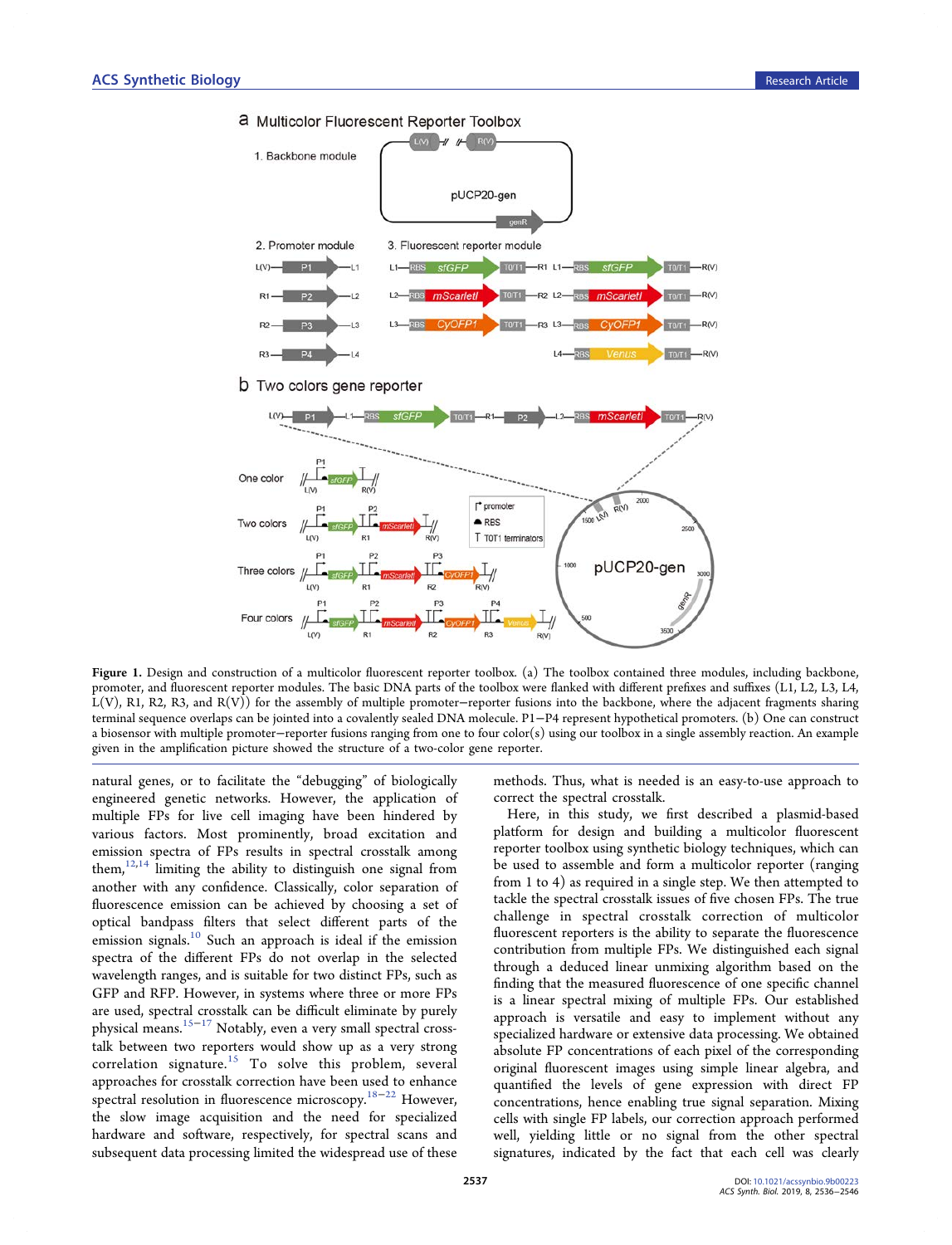Figure 1. Design and construction of a multicolor fluorescent reporter toolbox. (a) The toolbox contained three modules, including backbone, promoter, and fluorescent reporter modules. The basic DNA parts of the toolbox were flanked with different prefixes and suffixes (L1, L2, L3, L4, L(V), R1, R2, R3, and R(V)) for the assembly of multiple promoter−reporter fusions into the backbone, where the adjacent fragments sharing terminal sequence overlaps can be jointed into a covalently sealed DNA molecule. P1−P4 represent hypothetical promoters. (b) One can construct a biosensor with multiple promoter−reporter fusions ranging from one to four color(s) using our toolbox in a single assembly reaction. An example given in the amplification picture showed the structure of a two-color gene reporter.

natural genes, or to facilitate the "debugging" of biologically engineered genetic networks. However, the application of multiple FPs for live cell imaging have been hindered by various factors. Most prominently, broad excitation and emission spectra of FPs results in spectral crosstalk among them,[12,14] limiting the ability to distinguish one signal from another with any confidence. Classically, color separation of fluorescence emission can be achieved by choosing a set of optical bandpass filters that select different parts of the emission signals.[10] Such an approach is ideal if the emission spectra of the different FPs do not overlap in the selected wavelength ranges, and is suitable for two distinct FPs, such as GFP and RFP. However, in systems where three or more FPs are used, spectral crosstalk can be difficult eliminate by purely physical means.[15−17] Notably, even a very small spectral crosstalk between two reporters would show up as a very strong correlation signature.[15] To solve this problem, several approaches for crosstalk correction have been used to enhance spectral resolution in fluorescence microscopy.[18−22] However, the slow image acquisition and the need for specialized hardware and software, respectively, for spectral scans and subsequent data processing limited the widespread use of these methods. Thus, what is needed is an easy-to-use approach to correct the spectral crosstalk.

Here, in this study, we first described a plasmid-based platform for design and building a multicolor fluorescent reporter toolbox using synthetic biology techniques, which can be used to assemble and form a multicolor reporter (ranging from 1 to 4) as required in a single step. We then attempted to tackle the spectral crosstalk issues of five chosen FPs. The true challenge in spectral crosstalk correction of multicolor fluorescent reporters is the ability to separate the fluorescence contribution from multiple FPs. We distinguished each signal through a deduced linear unmixing algorithm based on the finding that the measured fluorescence of one specific channel is a linear spectral mixing of multiple FPs. Our established approach is versatile and easy to implement without any specialized hardware or extensive data processing. We obtained absolute FP concentrations of each pixel of the corresponding original fluorescent images using simple linear algebra, and quantified the levels of gene expression with direct FP concentrations, hence enabling true signal separation. Mixing cells with single FP labels, our correction approach performed well, yielding little or no signal from the other spectral signatures, indicated by the fact that each cell was clearly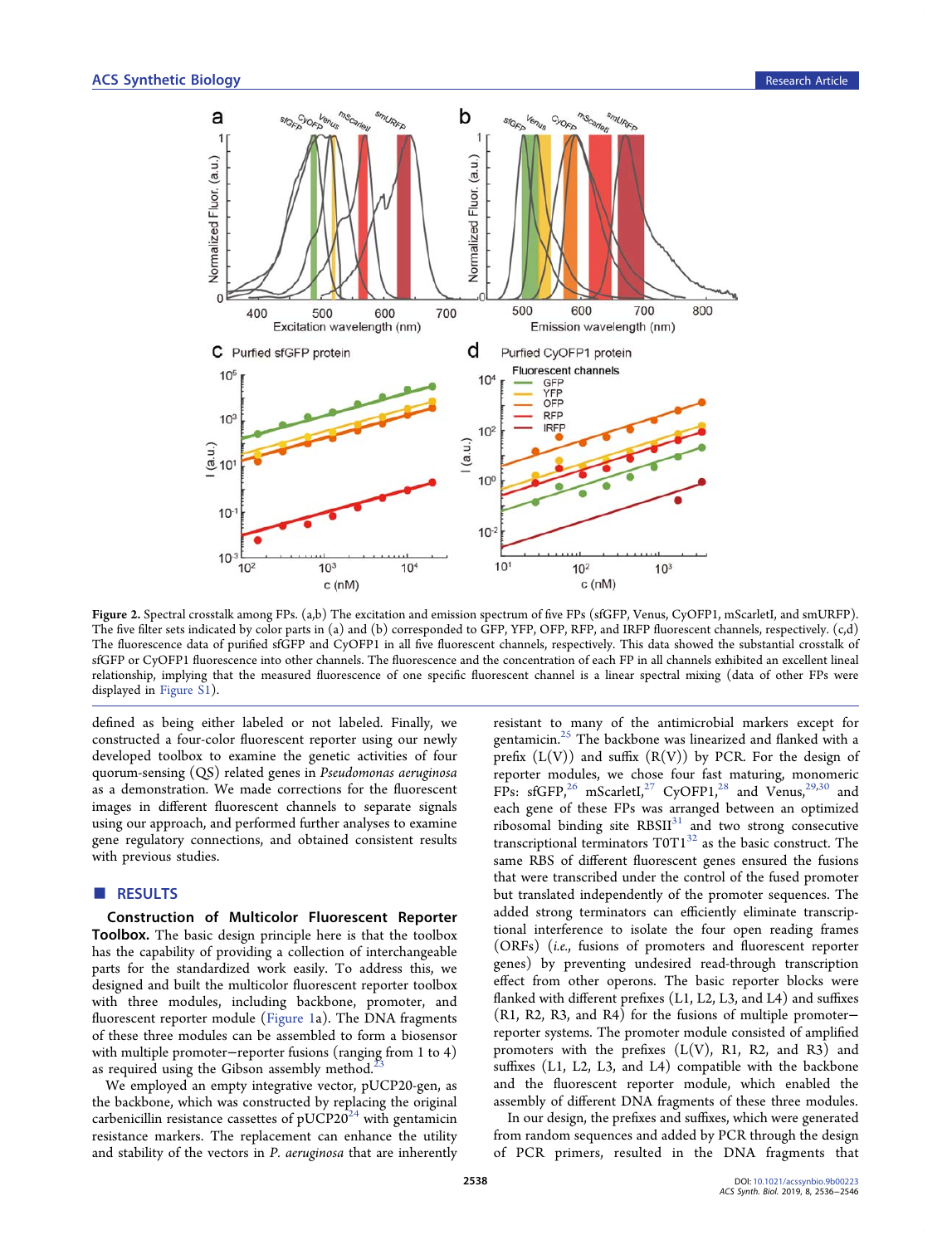**Figure 2.** Spectral crosstalk among FPs. (a,b) The excitation and emission spectrum of five FPs (sfGFP, Venus, CyOFP1, mScarletI, and smURFP). The five filter sets indicated by color parts in (a) and (b) corresponded to GFP, YFP, OFP, RFP, and IRFP fluorescent channels, respectively. (c,d) The fluorescence data of purified sfGFP and CyOFP1 in all five fluorescent channels, respectively. This data showed the substantial crosstalk of sfGFP or CyOFP1 fluorescence into other channels. The fluorescence and the concentration of each FP in all channels exhibited an excellent lineal relationship, implying that the measured fluorescence of one specific fluorescent channel is a linear spectral mixing (data of other FPs were displayed in Figure S1).

defined as being either labeled or not labeled. Finally, we constructed a four-color fluorescent reporter using our newly developed toolbox to examine the genetic activities of four quorum-sensing (QS) related genes in *Pseudomonas aeruginosa* as a demonstration. We made corrections for the fluorescent images in different fluorescent channels to separate signals using our approach, and performed further analyses to examine gene regulatory connections, and obtained consistent results with previous studies.

## RESULTS

**Construction of Multicolor Fluorescent Reporter Toolbox.** The basic design principle here is that the toolbox has the capability of providing a collection of interchangeable parts for the standardized work easily. To address this, we designed and built the multicolor fluorescent reporter toolbox with three modules, including backbone, promoter, and fluorescent reporter module (Figure 1a). The DNA fragments of these three modules can be assembled to form a biosensor with multiple promoter–reporter fusions (ranging from 1 to 4) as required using the Gibson assembly method.[23]

We employed an empty integrative vector, pUCP20-gen, as the backbone, which was constructed by replacing the original carbenicillin resistance cassettes of pUCP20[24] with gentamicin resistance markers. The replacement can enhance the utility and stability of the vectors in *P. aeruginosa* that are inherently resistant to many of the antimicrobial markers except for gentamicin.[25] The backbone was linearized and flanked with a prefix (L(V)) and suffix (R(V)) by PCR. For the design of reporter modules, we chose four fast maturing, monomeric FPs: sfGFP,[26] mScarletI,[27] CyOFP1,[28] and Venus,[29,30] and each gene of these FPs was arranged between an optimized ribosomal binding site RBSII[31] and two strong consecutive transcriptional terminators T0T1[32] as the basic construct. The same RBS of different fluorescent genes ensured the fusions that were transcribed under the control of the fused promoter but translated independently of the promoter sequences. The added strong terminators can efficiently eliminate transcriptional interference to isolate the four open reading frames (ORFs) (*i.e.*, fusions of promoters and fluorescent reporter genes) by preventing undesired read-through transcription effect from other operons. The basic reporter blocks were flanked with different prefixes (L1, L2, L3, and L4) and suffixes (R1, R2, R3, and R4) for the fusions of multiple promoter–reporter systems. The promoter module consisted of amplified promoters with the prefixes (L(V), R1, R2, and R3) and suffixes (L1, L2, L3, and L4) compatible with the backbone and the fluorescent reporter module, which enabled the assembly of different DNA fragments of these three modules.

In our design, the prefixes and suffixes, which were generated from random sequences and added by PCR through the design of PCR primers, resulted in the DNA fragments that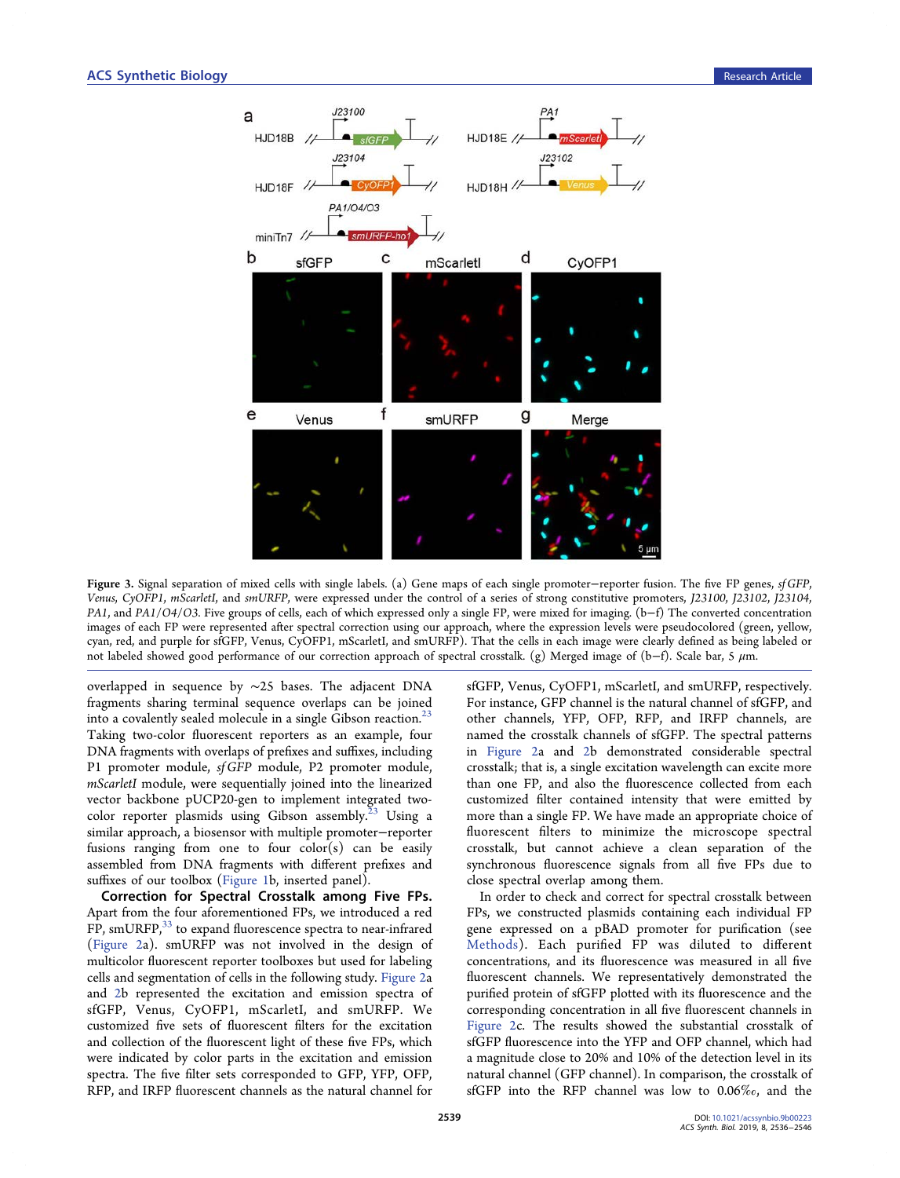Figure 3. Signal separation of mixed cells with single labels. (a) Gene maps of each single promoter−reporter fusion. The five FP genes, *sfGFP*, *Venus*, *CyOFP1*, *mScarletI*, and *smURFP*, were expressed under the control of a series of strong constitutive promoters, *J23100*, *J23102*, *J23104*, *PA1*, and *PA1/O4/O3*. Five groups of cells, each of which expressed only a single FP, were mixed for imaging. (b−f) The converted concentration images of each FP were represented after spectral correction using our approach, where the expression levels were pseudocolored (green, yellow, cyan, red, and purple for sfGFP, Venus, CyOFP1, mScarletI, and smURFP). That the cells in each image were clearly defined as being labeled or not labeled showed good performance of our correction approach of spectral crosstalk. (g) Merged image of (b−f). Scale bar, 5 μm.

overlapped in sequence by ∼25 bases. The adjacent DNA fragments sharing terminal sequence overlaps can be joined into a covalently sealed molecule in a single Gibson reaction.[23] Taking two-color fluorescent reporters as an example, four DNA fragments with overlaps of prefixes and suffixes, including P1 promoter module, *sfGFP* module, P2 promoter module, *mScarletI* module, were sequentially joined into the linearized vector backbone pUCP20-gen to implement integrated two-color reporter plasmids using Gibson assembly.[23] Using a similar approach, a biosensor with multiple promoter−reporter fusions ranging from one to four color(s) can be easily assembled from DNA fragments with different prefixes and suffixes of our toolbox (Figure 1b, inserted panel).

**Correction for Spectral Crosstalk among Five FPs.** Apart from the four aforementioned FPs, we introduced a red FP, smURFP,[33] to expand fluorescence spectra to near-infrared (Figure 2a). smURFP was not involved in the design of multicolor fluorescent reporter toolboxes but used for labeling cells and segmentation of cells in the following study. Figure 2a and 2b represented the excitation and emission spectra of sfGFP, Venus, CyOFP1, mScarletI, and smURFP. We customized five sets of fluorescent filters for the excitation and collection of the fluorescent light of these five FPs, which were indicated by color parts in the excitation and emission spectra. The five filter sets corresponded to GFP, YFP, OFP, RFP, and IRFP fluorescent channels as the natural channel for sfGFP, Venus, CyOFP1, mScarletI, and smURFP, respectively. For instance, GFP channel is the natural channel of sfGFP, and other channels, YFP, OFP, RFP, and IRFP channels, are named the crosstalk channels of sfGFP. The spectral patterns in Figure 2a and 2b demonstrated considerable spectral crosstalk; that is, a single excitation wavelength can excite more than one FP, and also the fluorescence collected from each customized filter contained intensity that were emitted by more than a single FP. We have made an appropriate choice of fluorescent filters to minimize the microscope spectral crosstalk, but cannot achieve a clean separation of the synchronous fluorescence signals from all five FPs due to close spectral overlap among them.

In order to check and correct for spectral crosstalk between FPs, we constructed plasmids containing each individual FP gene expressed on a pBAD promoter for purification (see Methods). Each purified FP was diluted to different concentrations, and its fluorescence was measured in all five fluorescent channels. We representatively demonstrated the purified protein of sfGFP plotted with its fluorescence and the corresponding concentration in all five fluorescent channels in Figure 2c. The results showed the substantial crosstalk of sfGFP fluorescence into the YFP and OFP channel, which had a magnitude close to 20% and 10% of the detection level in its natural channel (GFP channel). In comparison, the crosstalk of sfGFP into the RFP channel was low to 0.06‰, and the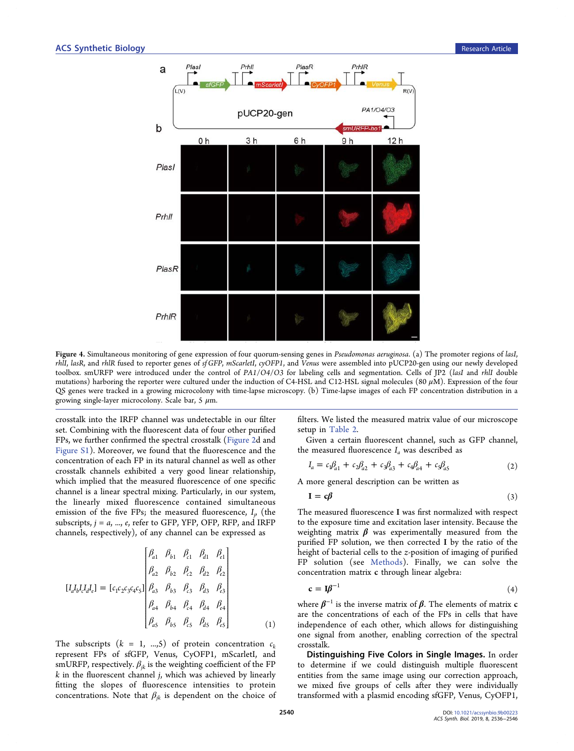Figure 4. Simultaneous monitoring of gene expression of four quorum-sensing genes in *Pseudomonas aeruginosa*. (a) The promoter regions of *lasI*, *rhlI*, *lasR*, and *rhlR* fused to reporter genes of *sfGFP*, *mScarletI*, *cyOFP1*, and *Venus* were assembled into pUCP20-gen using our newly developed toolbox. smURFP were introduced under the control of *PA1/O4/O3* for labeling cells and segmentation. Cells of JP2 (*lasI* and *rhlI* double mutations) harboring the reporter were cultured under the induction of C4-HSL and C12-HSL signal molecules (80 μM). Expression of the four QS genes were tracked in a growing microcolony with time-lapse microscopy. (b) Time-lapse images of each FP concentration distribution in a growing single-layer microcolony. Scale bar, 5 μm.

crosstalk into the IRFP channel was undetectable in our filter set. Combining with the fluorescent data of four other purified FPs, we further confirmed the spectral crosstalk (Figure 2d and Figure S1). Moreover, we found that the fluorescence and the concentration of each FP in its natural channel as well as other crosstalk channels exhibited a very good linear relationship, which implied that the measured fluorescence of one specific channel is a linear spectral mixing. Particularly, in our system, the linearly mixed fluorescence contained simultaneous emission of the five FPs; the measured fluorescence, $I_j$, (the subscripts, $j = a, ..., e$, refer to GFP, YFP, OFP, RFP, and IRFP channels, respectively), of any channel can be expressed as

$$[I_a I_b I_c I_d I_e] = [c_1 c_2 c_3 c_4 c_5] \begin{bmatrix} \beta_{a1} & \beta_{b1} & \beta_{c1} & \beta_{d1} & \beta_{e1} \\ \beta_{a2} & \beta_{b2} & \beta_{c2} & \beta_{d2} & \beta_{e2} \\ \beta_{a3} & \beta_{b3} & \beta_{c3} & \beta_{d3} & \beta_{e3} \\ \beta_{a4} & \beta_{b4} & \beta_{c4} & \beta_{d4} & \beta_{e4} \\ \beta_{a5} & \beta_{b5} & \beta_{c5} & \beta_{d5} & \beta_{e5} \end{bmatrix} \tag{1}$$

The subscripts ($k = 1, ...,5$) of protein concentration $c_k$ represent FPs of sfGFP, Venus, CyOFP1, mScarletI, and smURFP, respectively. $\beta_{jk}$ is the weighting coefficient of the FP $k$ in the fluorescent channel $j$, which was achieved by linearly fitting the slopes of fluorescence intensities to protein concentrations. Note that $\beta_{jk}$ is dependent on the choice of filters. We listed the measured matrix value of our microscope setup in Table 2.

Given a certain fluorescent channel, such as GFP channel, the measured fluorescence $I_a$ was described as

$$I_a = c_1\beta_{a1} + c_2\beta_{a2} + c_3\beta_{a3} + c_4\beta_{a4} + c_5\beta_{a5} \tag{2}$$

A more general description can be written as

$$\mathbf{I} = \mathbf{c}\boldsymbol{\beta} \tag{3}$$

The measured fluorescence **I** was first normalized with respect to the exposure time and excitation laser intensity. Because the weighting matrix $\boldsymbol{\beta}$ was experimentally measured from the purified FP solution, we then corrected **I** by the ratio of the height of bacterial cells to the z-position of imaging of purified FP solution (see Methods). Finally, we can solve the concentration matrix **c** through linear algebra:

$$\mathbf{c} = \mathbf{I}\boldsymbol{\beta}^{-1} \tag{4}$$

where $\boldsymbol{\beta}^{-1}$ is the inverse matrix of $\boldsymbol{\beta}$. The elements of matrix **c** are the concentrations of each of the FPs in cells that have independence of each other, which allows for distinguishing one signal from another, enabling correction of the spectral crosstalk.

**Distinguishing Five Colors in Single Images.** In order to determine if we could distinguish multiple fluorescent entities from the same image using our correction approach, we mixed five groups of cells after they were individually transformed with a plasmid encoding sfGFP, Venus, CyOFP1,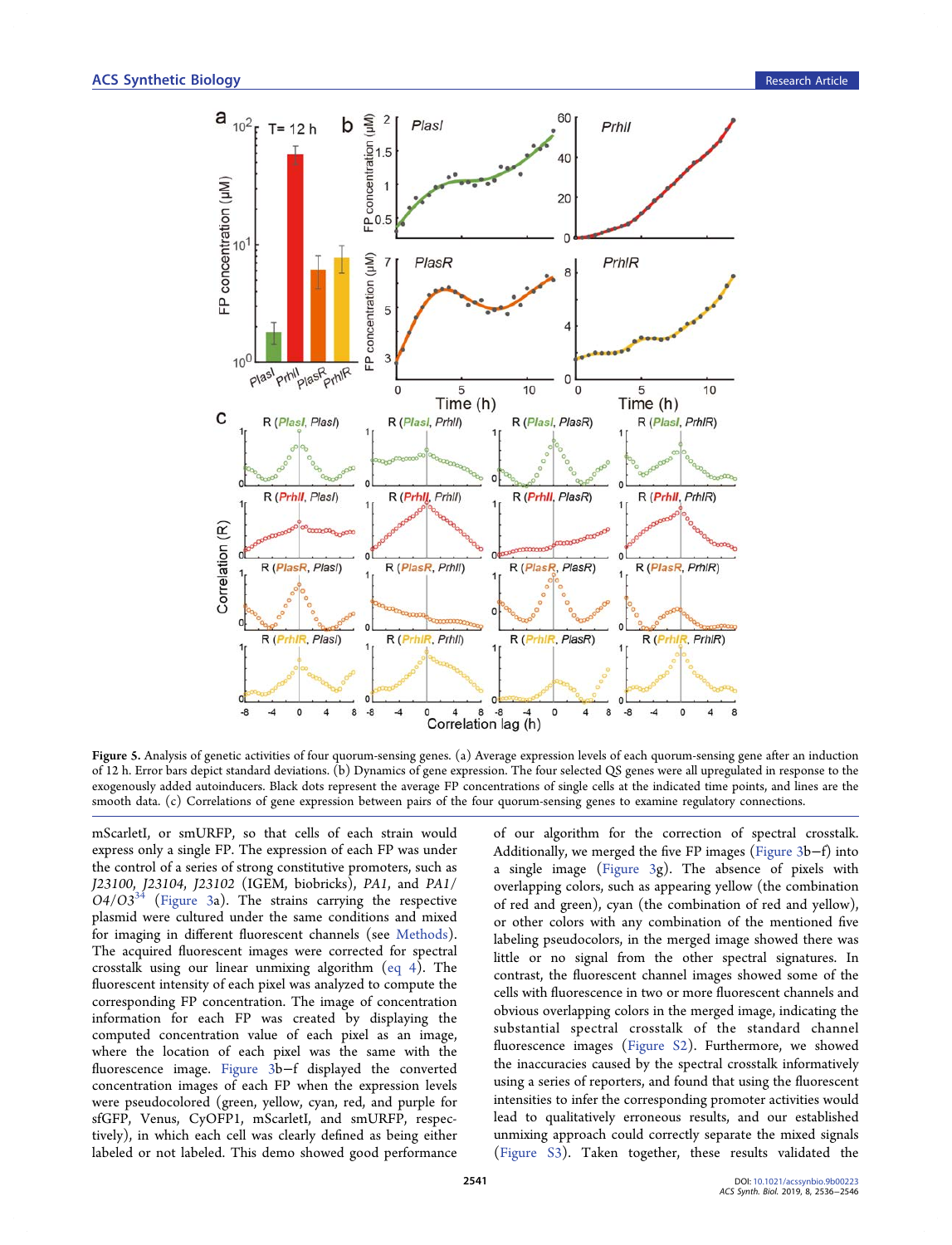Figure 5. Analysis of genetic activities of four quorum-sensing genes. (a) Average expression levels of each quorum-sensing gene after an induction of 12 h. Error bars depict standard deviations. (b) Dynamics of gene expression. The four selected QS genes were all upregulated in response to the exogenously added autoinducers. Black dots represent the average FP concentrations of single cells at the indicated time points, and lines are the smooth data. (c) Correlations of gene expression between pairs of the four quorum-sensing genes to examine regulatory connections.

mScarletI, or smURFP, so that cells of each strain would express only a single FP. The expression of each FP was under the control of a series of strong constitutive promoters, such as *J23100*, *J23104*, *J23102* (IGEM, biobricks), *PA1*, and *PA1/O4/O3*[34] (Figure 3a). The strains carrying the respective plasmid were cultured under the same conditions and mixed for imaging in different fluorescent channels (see Methods). The acquired fluorescent images were corrected for spectral crosstalk using our linear unmixing algorithm (eq 4). The fluorescent intensity of each pixel was analyzed to compute the corresponding FP concentration. The image of concentration information for each FP was created by displaying the computed concentration value of each pixel as an image, where the location of each pixel was the same with the fluorescence image. Figure 3b−f displayed the converted concentration images of each FP when the expression levels were pseudocolored (green, yellow, cyan, red, and purple for sfGFP, Venus, CyOFP1, mScarletI, and smURFP, respectively), in which each cell was clearly defined as being either labeled or not labeled. This demo showed good performance of our algorithm for the correction of spectral crosstalk. Additionally, we merged the five FP images (Figure 3b−f) into a single image (Figure 3g). The absence of pixels with overlapping colors, such as appearing yellow (the combination of red and green), cyan (the combination of red and yellow), or other colors with any combination of the mentioned five labeling pseudocolors, in the merged image showed there was little or no signal from the other spectral signatures. In contrast, the fluorescent channel images showed some of the cells with fluorescence in two or more fluorescent channels and obvious overlapping colors in the merged image, indicating the substantial spectral crosstalk of the standard channel fluorescence images (Figure S2). Furthermore, we showed the inaccuracies caused by the spectral crosstalk informatively using a series of reporters, and found that using the fluorescent intensities to infer the corresponding promoter activities would lead to qualitatively erroneous results, and our established unmixing approach could correctly separate the mixed signals (Figure S3). Taken together, these results validated the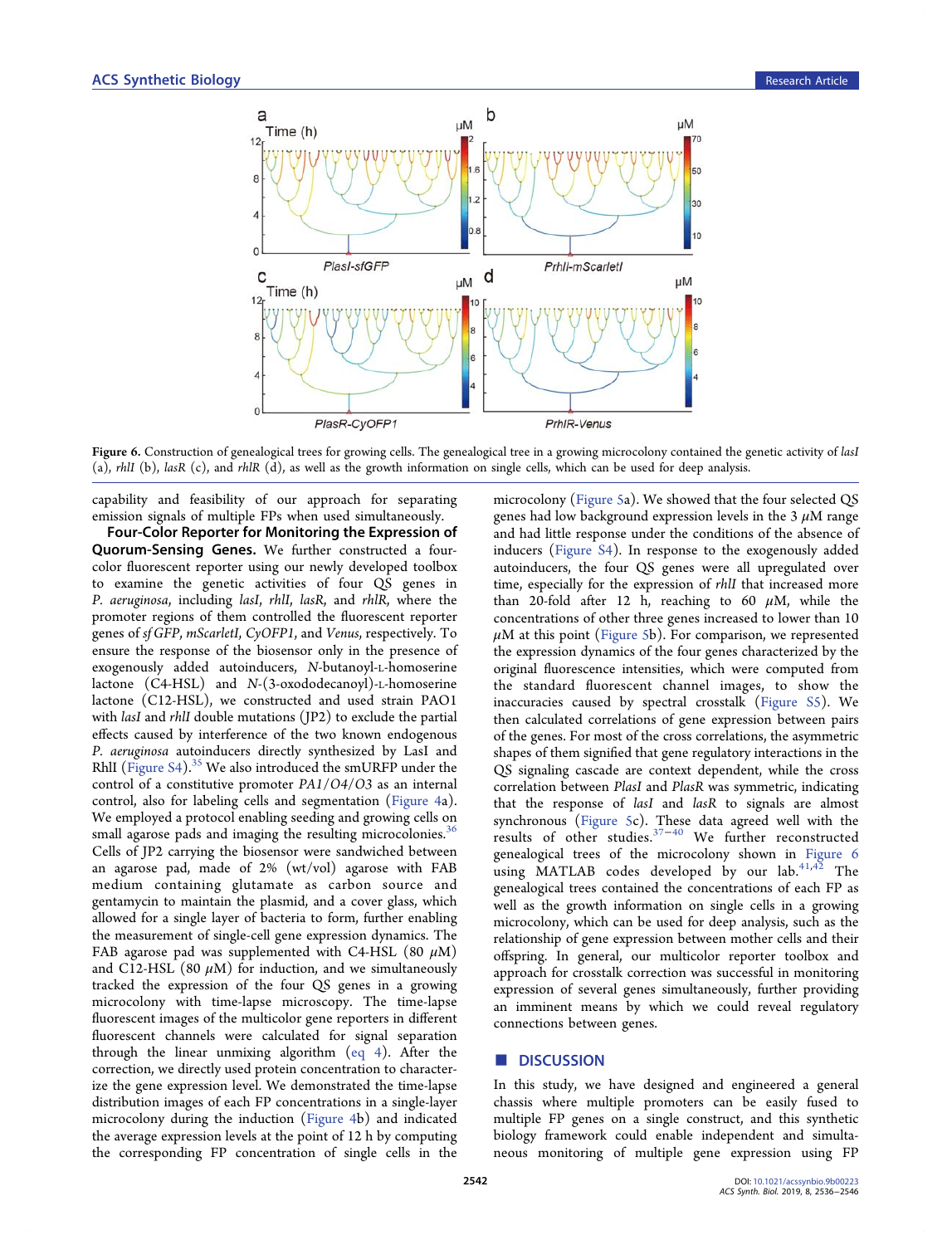Figure 6. Construction of genealogical trees for growing cells. The genealogical tree in a growing microcolony contained the genetic activity of *lasI* (a), *rhlI* (b), *lasR* (c), and *rhlR* (d), as well as the growth information on single cells, which can be used for deep analysis.

capability and feasibility of our approach for separating emission signals of multiple FPs when used simultaneously.

**Four-Color Reporter for Monitoring the Expression of Quorum-Sensing Genes.** We further constructed a four-color fluorescent reporter using our newly developed toolbox to examine the genetic activities of four QS genes in *P. aeruginosa*, including *lasI*, *rhlI*, *lasR*, and *rhlR*, where the promoter regions of them controlled the fluorescent reporter genes of *sfGFP*, *mScarletI*, *CyOFP1*, and *Venus*, respectively. To ensure the response of the biosensor only in the presence of exogenously added autoinducers, *N*-butanoyl-L-homoserine lactone (C4-HSL) and *N*-(3-oxododecanoyl)-L-homoserine lactone (C12-HSL), we constructed and used strain PAO1 with *lasI* and *rhlI* double mutations (JP2) to exclude the partial effects caused by interference of the two known endogenous *P. aeruginosa* autoinducers directly synthesized by LasI and RhlI (Figure S4).[35] We also introduced the smURFP under the control of a constitutive promoter *PA1/O4/O3* as an internal control, also for labeling cells and segmentation (Figure 4a). We employed a protocol enabling seeding and growing cells on small agarose pads and imaging the resulting microcolonies.[36] Cells of JP2 carrying the biosensor were sandwiched between an agarose pad, made of 2% (wt/vol) agarose with FAB medium containing glutamate as carbon source and gentamycin to maintain the plasmid, and a cover glass, which allowed for a single layer of bacteria to form, further enabling the measurement of single-cell gene expression dynamics. The FAB agarose pad was supplemented with C4-HSL (80 $\mu$M) and C12-HSL (80 $\mu$M) for induction, and we simultaneously tracked the expression of the four QS genes in a growing microcolony with time-lapse microscopy. The time-lapse fluorescent images of the multicolor gene reporters in different fluorescent channels were calculated for signal separation through the linear unmixing algorithm (eq 4). After the correction, we directly used protein concentration to characterize the gene expression level. We demonstrated the time-lapse distribution images of each FP concentrations in a single-layer microcolony during the induction (Figure 4b) and indicated the average expression levels at the point of 12 h by computing the corresponding FP concentration of single cells in the microcolony (Figure 5a). We showed that the four selected QS genes had low background expression levels in the 3 $\mu$M range and had little response under the conditions of the absence of inducers (Figure S4). In response to the exogenously added autoinducers, the four QS genes were all upregulated over time, especially for the expression of *rhlI* that increased more than 20-fold after 12 h, reaching to 60 $\mu$M, while the concentrations of other three genes increased to lower than 10 $\mu$M at this point (Figure 5b). For comparison, we represented the expression dynamics of the four genes characterized by the original fluorescence intensities, which were computed from the standard fluorescent channel images, to show the inaccuracies caused by spectral crosstalk (Figure S5). We then calculated correlations of gene expression between pairs of the genes. For most of the cross correlations, the asymmetric shapes of them signified that gene regulatory interactions in the QS signaling cascade are context dependent, while the cross correlation between *PlasI* and *PlasR* was symmetric, indicating that the response of *lasI* and *lasR* to signals are almost synchronous (Figure 5c). These data agreed well with the results of other studies.[37−40] We further reconstructed genealogical trees of the microcolony shown in Figure 6 using MATLAB codes developed by our lab.[41,42] The genealogical trees contained the concentrations of each FP as well as the growth information on single cells in a growing microcolony, which can be used for deep analysis, such as the relationship of gene expression between mother cells and their offspring. In general, our multicolor reporter toolbox and approach for crosstalk correction was successful in monitoring expression of several genes simultaneously, further providing an imminent means by which we could reveal regulatory connections between genes.

## DISCUSSION

In this study, we have designed and engineered a general chassis where multiple promoters can be easily fused to multiple FP genes on a single construct, and this synthetic biology framework could enable independent and simultaneous monitoring of multiple gene expression using FP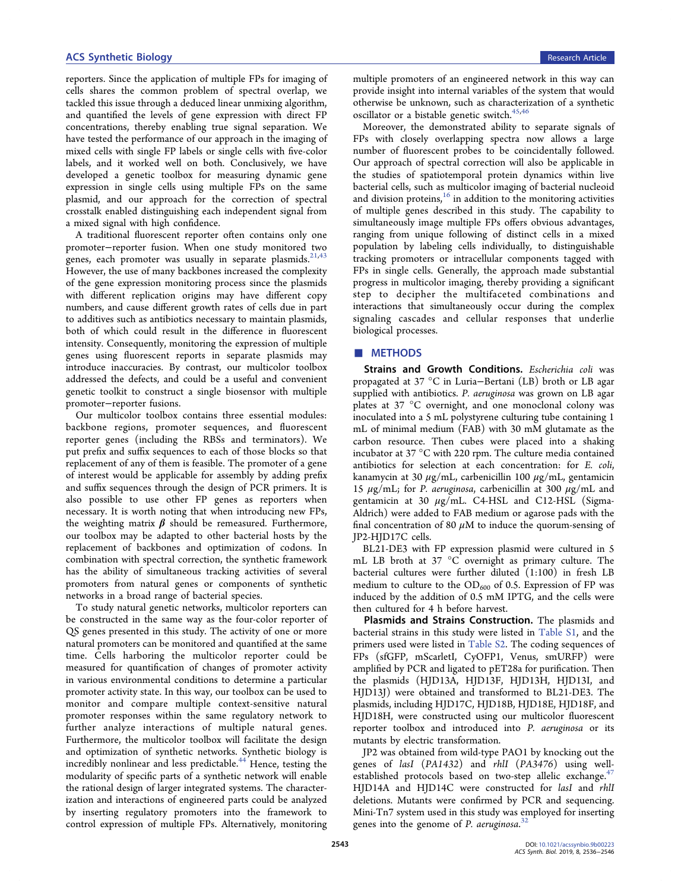reporters. Since the application of multiple FPs for imaging of cells shares the common problem of spectral overlap, we tackled this issue through a deduced linear unmixing algorithm, and quantified the levels of gene expression with direct FP concentrations, thereby enabling true signal separation. We have tested the performance of our approach in the imaging of mixed cells with single FP labels or single cells with five-color labels, and it worked well on both. Conclusively, we have developed a genetic toolbox for measuring dynamic gene expression in single cells using multiple FPs on the same plasmid, and our approach for the correction of spectral crosstalk enabled distinguishing each independent signal from a mixed signal with high confidence.

A traditional fluorescent reporter often contains only one promoter−reporter fusion. When one study monitored two genes, each promoter was usually in separate plasmids.[21,43] However, the use of many backbones increased the complexity of the gene expression monitoring process since the plasmids with different replication origins may have different copy numbers, and cause different growth rates of cells due in part to additives such as antibiotics necessary to maintain plasmids, both of which could result in the difference in fluorescent intensity. Consequently, monitoring the expression of multiple genes using fluorescent reports in separate plasmids may introduce inaccuracies. By contrast, our multicolor toolbox addressed the defects, and could be a useful and convenient genetic toolkit to construct a single biosensor with multiple promoter−reporter fusions.

Our multicolor toolbox contains three essential modules: backbone regions, promoter sequences, and fluorescent reporter genes (including the RBSs and terminators). We put prefix and suffix sequences to each of those blocks so that replacement of any of them is feasible. The promoter of a gene of interest would be applicable for assembly by adding prefix and suffix sequences through the design of PCR primers. It is also possible to use other FP genes as reporters when necessary. It is worth noting that when introducing new FPs, the weighting matrix $\boldsymbol{\beta}$ should be remeasured. Furthermore, our toolbox may be adapted to other bacterial hosts by the replacement of backbones and optimization of codons. In combination with spectral correction, the synthetic framework has the ability of simultaneous tracking activities of several promoters from natural genes or components of synthetic networks in a broad range of bacterial species.

To study natural genetic networks, multicolor reporters can be constructed in the same way as the four-color reporter of QS genes presented in this study. The activity of one or more natural promoters can be monitored and quantified at the same time. Cells harboring the multicolor reporter could be measured for quantification of changes of promoter activity in various environmental conditions to determine a particular promoter activity state. In this way, our toolbox can be used to monitor and compare multiple context-sensitive natural promoter responses within the same regulatory network to further analyze interactions of multiple natural genes. Furthermore, the multicolor toolbox will facilitate the design and optimization of synthetic networks. Synthetic biology is incredibly nonlinear and less predictable.[44] Hence, testing the modularity of specific parts of a synthetic network will enable the rational design of larger integrated systems. The characterization and interactions of engineered parts could be analyzed by inserting regulatory promoters into the framework to control expression of multiple FPs. Alternatively, monitoring multiple promoters of an engineered network in this way can provide insight into internal variables of the system that would otherwise be unknown, such as characterization of a synthetic oscillator or a bistable genetic switch.[45,46]

Moreover, the demonstrated ability to separate signals of FPs with closely overlapping spectra now allows a large number of fluorescent probes to be coincidentally followed. Our approach of spectral correction will also be applicable in the studies of spatiotemporal protein dynamics within live bacterial cells, such as multicolor imaging of bacterial nucleoid and division proteins,[16] in addition to the monitoring activities of multiple genes described in this study. The capability to simultaneously image multiple FPs offers obvious advantages, ranging from unique following of distinct cells in a mixed population by labeling cells individually, to distinguishable tracking promoters or intracellular components tagged with FPs in single cells. Generally, the approach made substantial progress in multicolor imaging, thereby providing a significant step to decipher the multifaceted combinations and interactions that simultaneously occur during the complex signaling cascades and cellular responses that underlie biological processes.

## METHODS

**Strains and Growth Conditions.** *Escherichia coli* was propagated at 37 °C in Luria−Bertani (LB) broth or LB agar supplied with antibiotics. *P. aeruginosa* was grown on LB agar plates at 37 °C overnight, and one monoclonal colony was inoculated into a 5 mL polystyrene culturing tube containing 1 mL of minimal medium (FAB) with 30 mM glutamate as the carbon resource. Then cubes were placed into a shaking incubator at 37 °C with 220 rpm. The culture media contained antibiotics for selection at each concentration: for *E. coli*, kanamycin at 30 $\mu$g/mL, carbenicillin 100 $\mu$g/mL, gentamicin 15 $\mu$g/mL; for *P. aeruginosa*, carbenicillin at 300 $\mu$g/mL and gentamicin at 30 $\mu$g/mL. C4-HSL and C12-HSL (Sigma-Aldrich) were added to FAB medium or agarose pads with the final concentration of 80 $\mu$M to induce the quorum-sensing of JP2-HJD17C cells.

BL21-DE3 with FP expression plasmid were cultured in 5 mL LB broth at 37 °C overnight as primary culture. The bacterial cultures were further diluted (1:100) in fresh LB medium to culture to the $OD_{600}$ of 0.5. Expression of FP was induced by the addition of 0.5 mM IPTG, and the cells were then cultured for 4 h before harvest.

**Plasmids and Strains Construction.** The plasmids and bacterial strains in this study were listed in Table S1, and the primers used were listed in Table S2. The coding sequences of FPs (sfGFP, mScarletI, CyOFP1, Venus, smURFP) were amplified by PCR and ligated to pET28a for purification. Then the plasmids (HJD13A, HJD13F, HJD13H, HJD13I, and HJD13J) were obtained and transformed to BL21-DE3. The plasmids, including HJD17C, HJD18B, HJD18E, HJD18F, and HJD18H, were constructed using our multicolor fluorescent reporter toolbox and introduced into *P. aeruginosa* or its mutants by electric transformation.

JP2 was obtained from wild-type PAO1 by knocking out the genes of *lasI* (*PA1432*) and *rhlI* (*PA3476*) using well-established protocols based on two-step allelic exchange.[47] HJD14A and HJD14C were constructed for *lasI* and *rhlI* deletions. Mutants were confirmed by PCR and sequencing. Mini-Tn7 system used in this study was employed for inserting genes into the genome of *P. aeruginosa*.[32]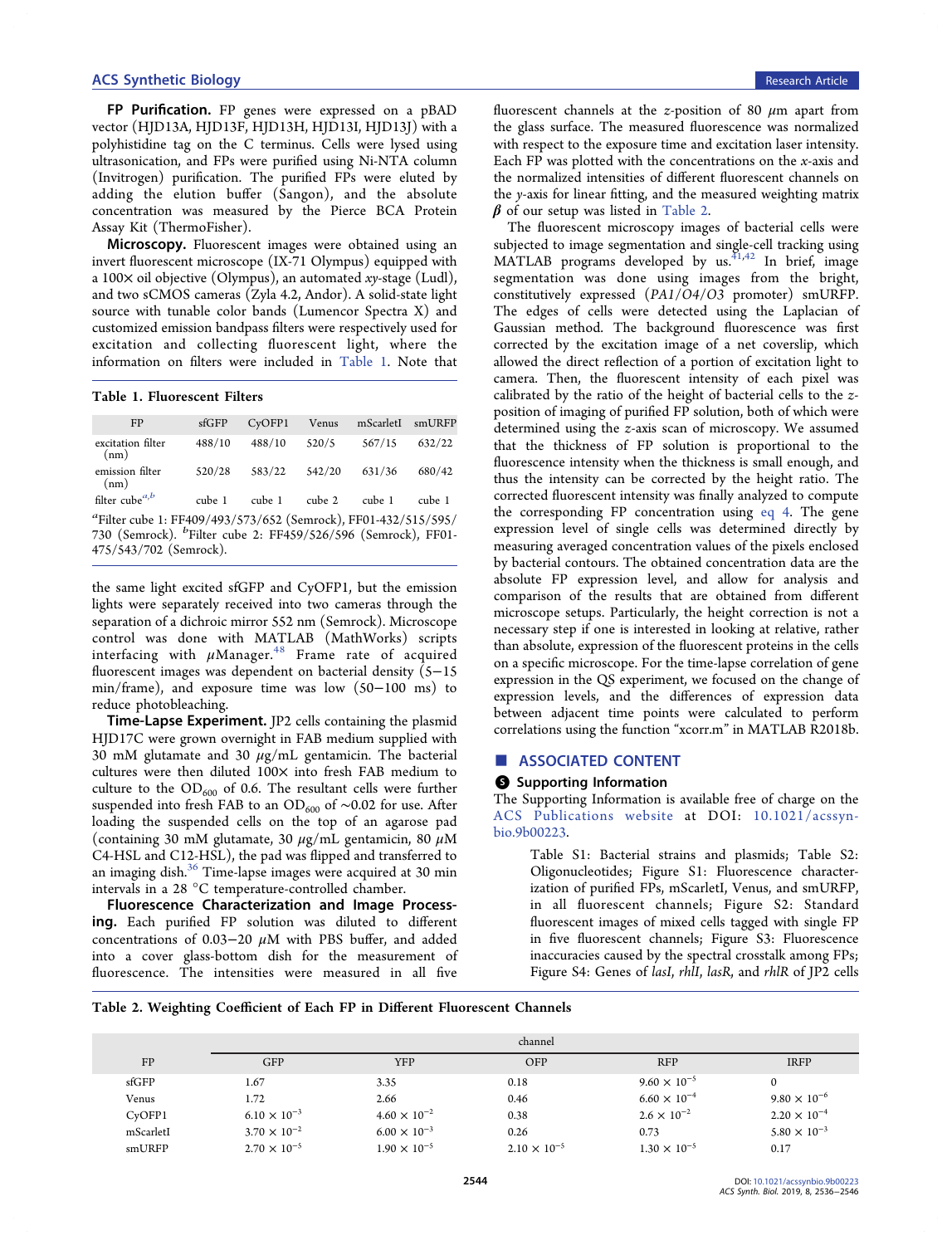**FP Purification.** FP genes were expressed on a pBAD vector (HJD13A, HJD13F, HJD13H, HJD13I, HJD13J) with a polyhistidine tag on the C terminus. Cells were lysed using ultrasonication, and FPs were purified using Ni-NTA column (Invitrogen) purification. The purified FPs were eluted by adding the elution buffer (Sangon), and the absolute concentration was measured by the Pierce BCA Protein Assay Kit (ThermoFisher).

**Microscopy.** Fluorescent images were obtained using an invert fluorescent microscope (IX-71 Olympus) equipped with a 100× oil objective (Olympus), an automated *xy*-stage (Ludl), and two sCMOS cameras (Zyla 4.2, Andor). A solid-state light source with tunable color bands (Lumencor Spectra X) and customized emission bandpass filters were respectively used for excitation and collecting fluorescent light, where the information on filters were included in Table 1. Note that

**Table 1. Fluorescent Filters**

| FP | sfGFP | CyOFP1 | Venus | mScarletI | smURFP |
|---|---|---|---|---|---|
| excitation filter (nm) | 488/10 | 488/10 | 520/5 | 567/15 | 632/22 |
| emission filter (nm) | 520/28 | 583/22 | 542/20 | 631/36 | 680/42 |
| filter cube[a,b] | cube 1 | cube 1 | cube 2 | cube 1 | cube 1 |

[a]Filter cube 1: FF409/493/573/652 (Semrock), FF01-432/515/595/730 (Semrock). [b]Filter cube 2: FF459/526/596 (Semrock), FF01-475/543/702 (Semrock).

the same light excited sfGFP and CyOFP1, but the emission lights were separately received into two cameras through the separation of a dichroic mirror 552 nm (Semrock). Microscope control was done with MATLAB (MathWorks) scripts interfacing with μManager.[48] Frame rate of acquired fluorescent images was dependent on bacterial density (5−15 min/frame), and exposure time was low (50−100 ms) to reduce photobleaching.

**Time-Lapse Experiment.** JP2 cells containing the plasmid HJD17C were grown overnight in FAB medium supplied with 30 mM glutamate and 30 μg/mL gentamicin. The bacterial cultures were then diluted 100× into fresh FAB medium to culture to the $OD_{600}$ of 0.6. The resultant cells were further suspended into fresh FAB to an $OD_{600}$ of ∼0.02 for use. After loading the suspended cells on the top of an agarose pad (containing 30 mM glutamate, 30 μg/mL gentamicin, 80 μM C4-HSL and C12-HSL), the pad was flipped and transferred to an imaging dish.[36] Time-lapse images were acquired at 30 min intervals in a 28 °C temperature-controlled chamber.

**Fluorescence Characterization and Image Processing.** Each purified FP solution was diluted to different concentrations of 0.03−20 μM with PBS buffer, and added into a cover glass-bottom dish for the measurement of fluorescence. The intensities were measured in all five fluorescent channels at the *z*-position of 80 μm apart from the glass surface. The measured fluorescence was normalized with respect to the exposure time and excitation laser intensity. Each FP was plotted with the concentrations on the *x*-axis and the normalized intensities of different fluorescent channels on the *y*-axis for linear fitting, and the measured weighting matrix $\boldsymbol{\beta}$ of our setup was listed in Table 2.

The fluorescent microscopy images of bacterial cells were subjected to image segmentation and single-cell tracking using MATLAB programs developed by us.[41,42] In brief, image segmentation was done using images from the bright, constitutively expressed (*PA1/O4/O3* promoter) smURFP. The edges of cells were detected using the Laplacian of Gaussian method. The background fluorescence was first corrected by the excitation image of a net coverslip, which allowed the direct reflection of a portion of excitation light to camera. Then, the fluorescent intensity of each pixel was calibrated by the ratio of the height of bacterial cells to the *z*-position of imaging of purified FP solution, both of which were determined using the *z*-axis scan of microscopy. We assumed that the thickness of FP solution is proportional to the fluorescence intensity when the thickness is small enough, and thus the intensity can be corrected by the height ratio. The corrected fluorescent intensity was finally analyzed to compute the corresponding FP concentration using eq 4. The gene expression level of single cells was determined directly by measuring averaged concentration values of the pixels enclosed by bacterial contours. The obtained concentration data are the absolute FP expression level, and allow for analysis and comparison of the results that are obtained from different microscope setups. Particularly, the height correction is not a necessary step if one is interested in looking at relative, rather than absolute, expression of the fluorescent proteins in the cells on a specific microscope. For the time-lapse correlation of gene expression in the QS experiment, we focused on the change of expression levels, and the differences of expression data between adjacent time points were calculated to perform correlations using the function "xcorr.m" in MATLAB R2018b.

## ■ ASSOCIATED CONTENT

### Supporting Information

The Supporting Information is available free of charge on the ACS Publications website at DOI: 10.1021/acssynbio.9b00223.

Table S1: Bacterial strains and plasmids; Table S2: Oligonucleotides; Figure S1: Fluorescence characterization of purified FPs, mScarletI, Venus, and smURFP, in all fluorescent channels; Figure S2: Standard fluorescent images of mixed cells tagged with single FP in five fluorescent channels; Figure S3: Fluorescence inaccuracies caused by the spectral crosstalk among FPs; Figure S4: Genes of *lasI*, *rhlI*, *lasR*, and *rhlR* of JP2 cells

**Table 2. Weighting Coefficient of Each FP in Different Fluorescent Channels**

| FP | channel | | | | |
|---|---|---|---|---|---|
| | GFP | YFP | OFP | RFP | IRFP |
| sfGFP | 1.67 | 3.35 | 0.18 | $9.60 \times 10^{-5}$ | 0 |
| Venus | 1.72 | 2.66 | 0.46 | $6.60 \times 10^{-4}$ | $9.80 \times 10^{-6}$ |
| CyOFP1 | $6.10 \times 10^{-3}$ | $4.60 \times 10^{-2}$ | 0.38 | $2.6 \times 10^{-2}$ | $2.20 \times 10^{-4}$ |
| mScarletI | $3.70 \times 10^{-2}$ | $6.00 \times 10^{-3}$ | 0.26 | 0.73 | $5.80 \times 10^{-3}$ |
| smURFP | $2.70 \times 10^{-5}$ | $1.90 \times 10^{-5}$ | $2.10 \times 10^{-5}$ | $1.30 \times 10^{-5}$ | 0.17 |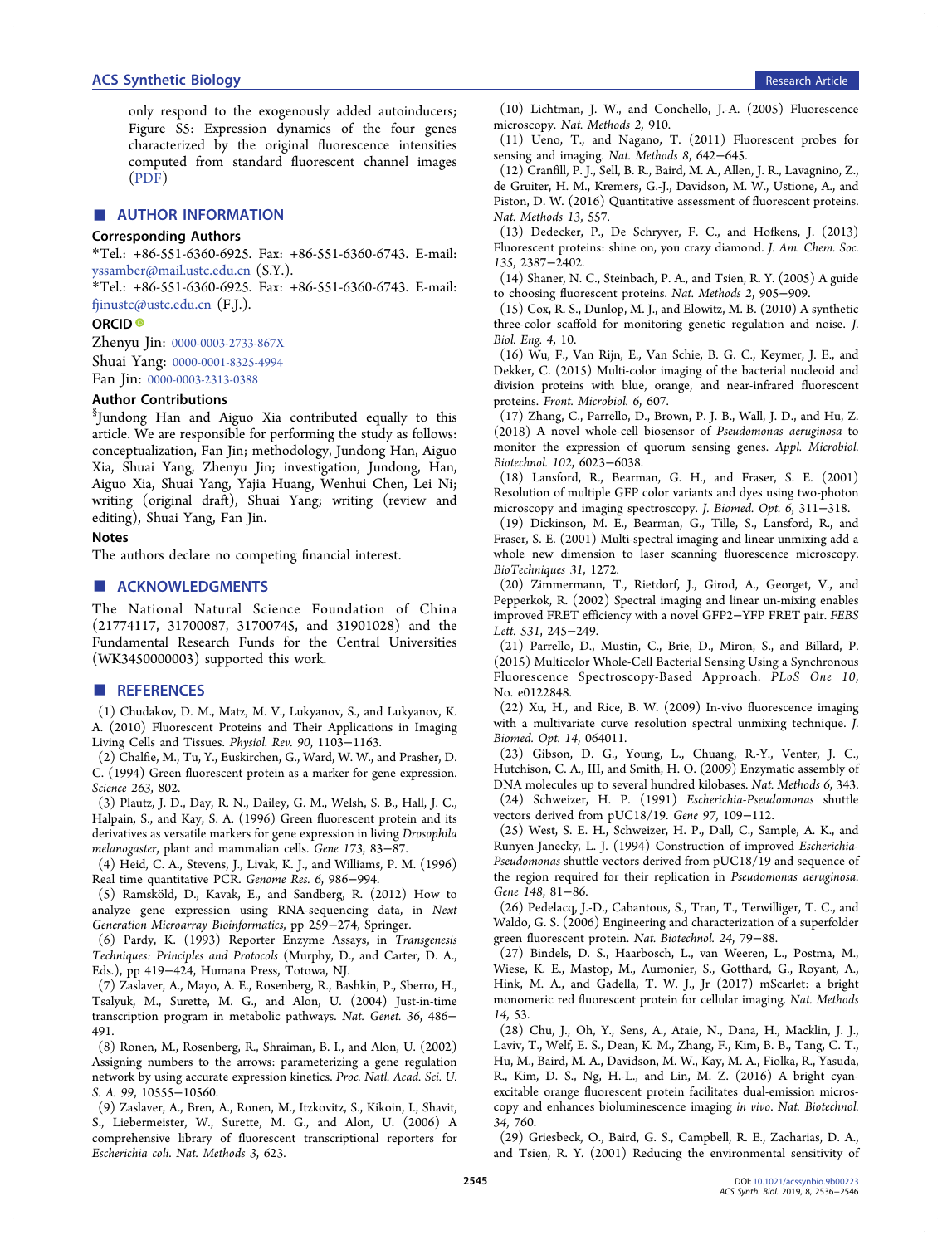only respond to the exogenously added autoinducers; Figure S5: Expression dynamics of the four genes characterized by the original fluorescence intensities computed from standard fluorescent channel images (PDF)

## ■ AUTHOR INFORMATION

### Corresponding Authors

*Tel.: +86-551-6360-6925. Fax: +86-551-6360-6743. E-mail: yssamber@mail.ustc.edu.cn (S.Y.).

*Tel.: +86-551-6360-6925. Fax: +86-551-6360-6743. E-mail: fjinustc@ustc.edu.cn (F.J.).

### ORCID

Zhenyu Jin: 0000-0003-2733-867X

Shuai Yang: 0000-0001-8325-4994

Fan Jin: 0000-0003-2313-0388

### Author Contributions

§Jundong Han and Aiguo Xia contributed equally to this article. We are responsible for performing the study as follows: conceptualization, Fan Jin; methodology, Jundong Han, Aiguo Xia, Shuai Yang, Zhenyu Jin; investigation, Jundong, Han, Aiguo Xia, Shuai Yang, Yajia Huang, Wenhui Chen, Lei Ni; writing (original draft), Shuai Yang; writing (review and editing), Shuai Yang, Fan Jin.

### Notes

The authors declare no competing financial interest.

## ■ ACKNOWLEDGMENTS

The National Natural Science Foundation of China (21774117, 31700087, 31700745, and 31901028) and the Fundamental Research Funds for the Central Universities (WK3450000003) supported this work.

## ■ REFERENCES

(1) Chudakov, D. M., Matz, M. V., Lukyanov, S., and Lukyanov, K. A. (2010) Fluorescent Proteins and Their Applications in Imaging Living Cells and Tissues. *Physiol. Rev. 90*, 1103−1163.

(2) Chalfie, M., Tu, Y., Euskirchen, G., Ward, W. W., and Prasher, D. C. (1994) Green fluorescent protein as a marker for gene expression. *Science 263*, 802.

(3) Plautz, J. D., Day, R. N., Dailey, G. M., Welsh, S. B., Hall, J. C., Halpain, S., and Kay, S. A. (1996) Green fluorescent protein and its derivatives as versatile markers for gene expression in living *Drosophila melanogaster*, plant and mammalian cells. *Gene 173*, 83−87.

(4) Heid, C. A., Stevens, J., Livak, K. J., and Williams, P. M. (1996) Real time quantitative PCR. *Genome Res. 6*, 986−994.

(5) Ramsköld, D., Kavak, E., and Sandberg, R. (2012) How to analyze gene expression using RNA-sequencing data, in *Next Generation Microarray Bioinformatics*, pp 259−274, Springer.

(6) Pardy, K. (1993) Reporter Enzyme Assays, in *Transgenesis Techniques: Principles and Protocols* (Murphy, D., and Carter, D. A., Eds.), pp 419−424, Humana Press, Totowa, NJ.

(7) Zaslaver, A., Mayo, A. E., Rosenberg, R., Bashkin, P., Sberro, H., Tsalyuk, M., Surette, M. G., and Alon, U. (2004) Just-in-time transcription program in metabolic pathways. *Nat. Genet. 36*, 486−491.

(8) Ronen, M., Rosenberg, R., Shraiman, B. I., and Alon, U. (2002) Assigning numbers to the arrows: parameterizing a gene regulation network by using accurate expression kinetics. *Proc. Natl. Acad. Sci. U. S. A. 99*, 10555−10560.

(9) Zaslaver, A., Bren, A., Ronen, M., Itzkovitz, S., Kikoin, I., Shavit, S., Liebermeister, W., Surette, M. G., and Alon, U. (2006) A comprehensive library of fluorescent transcriptional reporters for *Escherichia coli*. *Nat. Methods 3*, 623.

(10) Lichtman, J. W., and Conchello, J.-A. (2005) Fluorescence microscopy. *Nat. Methods 2*, 910.

(11) Ueno, T., and Nagano, T. (2011) Fluorescent probes for sensing and imaging. *Nat. Methods 8*, 642−645.

(12) Cranfill, P. J., Sell, B. R., Baird, M. A., Allen, J. R., Lavagnino, Z., de Gruiter, H. M., Kremers, G.-J., Davidson, M. W., Ustione, A., and Piston, D. W. (2016) Quantitative assessment of fluorescent proteins. *Nat. Methods 13*, 557.

(13) Dedecker, P., De Schryver, F. C., and Hofkens, J. (2013) Fluorescent proteins: shine on, you crazy diamond. *J. Am. Chem. Soc. 135*, 2387−2402.

(14) Shaner, N. C., Steinbach, P. A., and Tsien, R. Y. (2005) A guide to choosing fluorescent proteins. *Nat. Methods 2*, 905−909.

(15) Cox, R. S., Dunlop, M. J., and Elowitz, M. B. (2010) A synthetic three-color scaffold for monitoring genetic regulation and noise. *J. Biol. Eng. 4*, 10.

(16) Wu, F., Van Rijn, E., Van Schie, B. G. C., Keymer, J. E., and Dekker, C. (2015) Multi-color imaging of the bacterial nucleoid and division proteins with blue, orange, and near-infrared fluorescent proteins. *Front. Microbiol. 6*, 607.

(17) Zhang, C., Parrello, D., Brown, P. J. B., Wall, J. D., and Hu, Z. (2018) A novel whole-cell biosensor of *Pseudomonas aeruginosa* to monitor the expression of quorum sensing genes. *Appl. Microbiol. Biotechnol. 102*, 6023−6038.

(18) Lansford, R., Bearman, G. H., and Fraser, S. E. (2001) Resolution of multiple GFP color variants and dyes using two-photon microscopy and imaging spectroscopy. *J. Biomed. Opt. 6*, 311−318.

(19) Dickinson, M. E., Bearman, G., Tille, S., Lansford, R., and Fraser, S. E. (2001) Multi-spectral imaging and linear unmixing add a whole new dimension to laser scanning fluorescence microscopy. *BioTechniques 31*, 1272.

(20) Zimmermann, T., Rietdorf, J., Girod, A., Georget, V., and Pepperkok, R. (2002) Spectral imaging and linear un-mixing enables improved FRET efficiency with a novel GFP2−YFP FRET pair. *FEBS Lett. 531*, 245−249.

(21) Parrello, D., Mustin, C., Brie, D., Miron, S., and Billard, P. (2015) Multicolor Whole-Cell Bacterial Sensing Using a Synchronous Fluorescence Spectroscopy-Based Approach. *PLoS One 10*, No. e0122848.

(22) Xu, H., and Rice, B. W. (2009) In-vivo fluorescence imaging with a multivariate curve resolution spectral unmixing technique. *J. Biomed. Opt. 14*, 064011.

(23) Gibson, D. G., Young, L., Chuang, R.-Y., Venter, J. C., Hutchison, C. A., III, and Smith, H. O. (2009) Enzymatic assembly of DNA molecules up to several hundred kilobases. *Nat. Methods 6*, 343.

(24) Schweizer, H. P. (1991) *Escherichia-Pseudomonas* shuttle vectors derived from pUC18/19. *Gene 97*, 109−112.

(25) West, S. E. H., Schweizer, H. P., Dall, C., Sample, A. K., and Runyen-Janecky, L. J. (1994) Construction of improved *Escherichia-Pseudomonas* shuttle vectors derived from pUC18/19 and sequence of the region required for their replication in *Pseudomonas aeruginosa*. *Gene 148*, 81−86.

(26) Pedelacq, J.-D., Cabantous, S., Tran, T., Terwilliger, T. C., and Waldo, G. S. (2006) Engineering and characterization of a superfolder green fluorescent protein. *Nat. Biotechnol. 24*, 79−88.

(27) Bindels, D. S., Haarbosch, L., van Weeren, L., Postma, M., Wiese, K. E., Mastop, M., Aumonier, S., Gotthard, G., Royant, A., Hink, M. A., and Gadella, T. W. J., Jr (2017) mScarlet: a bright monomeric red fluorescent protein for cellular imaging. *Nat. Methods 14*, 53.

(28) Chu, J., Oh, Y., Sens, A., Ataie, N., Dana, H., Macklin, J. J., Laviv, T., Welf, E. S., Dean, K. M., Zhang, F., Kim, B. B., Tang, C. T., Hu, M., Baird, M. A., Davidson, M. W., Kay, M. A., Fiolka, R., Yasuda, R., Kim, D. S., Ng, H.-L., and Lin, M. Z. (2016) A bright cyan-excitable orange fluorescent protein facilitates dual-emission microscopy and enhances bioluminescence imaging *in vivo*. *Nat. Biotechnol. 34*, 760.

(29) Griesbeck, O., Baird, G. S., Campbell, R. E., Zacharias, D. A., and Tsien, R. Y. (2001) Reducing the environmental sensitivity of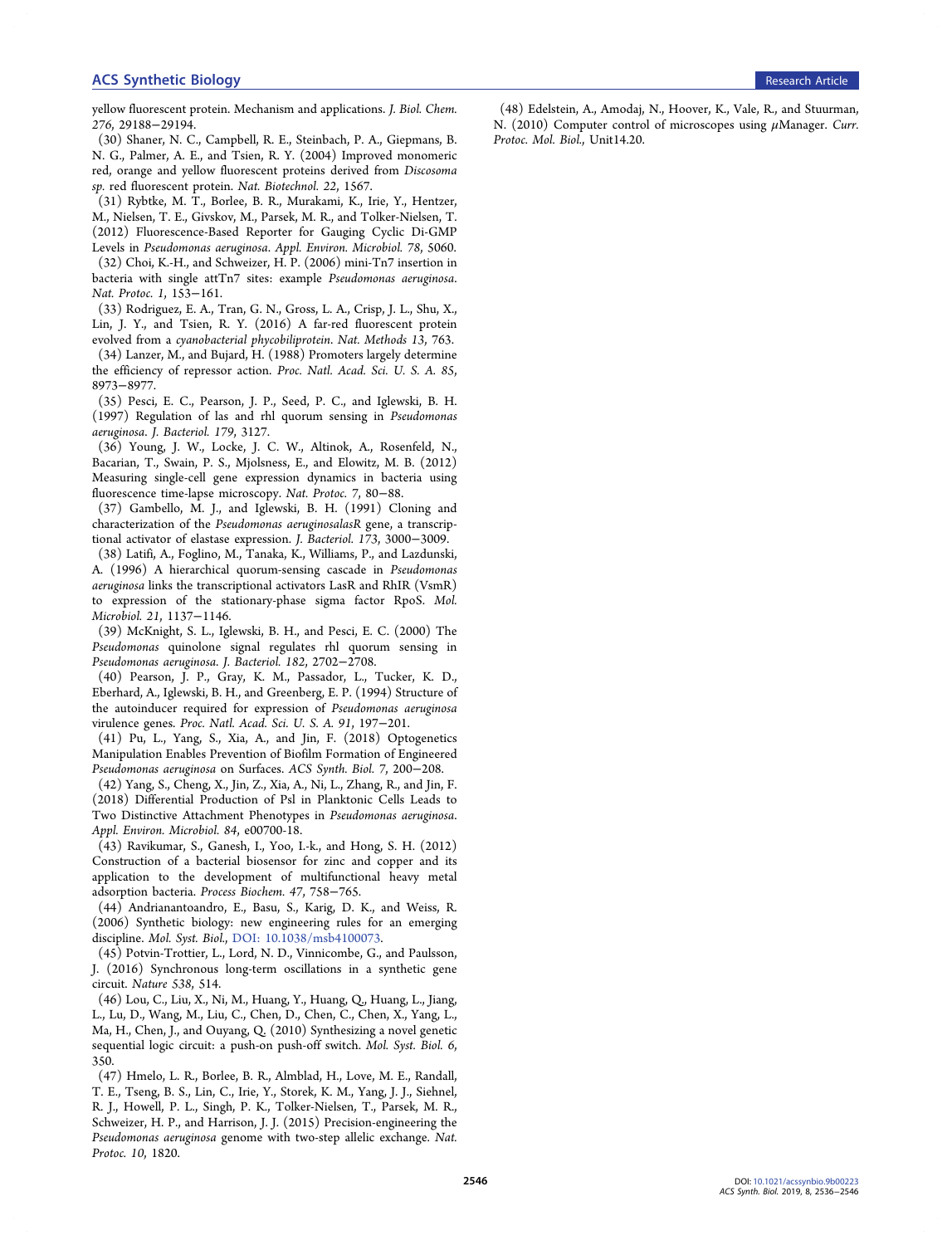yellow fluorescent protein. Mechanism and applications. *J. Biol. Chem. 276*, 29188−29194.

(30) Shaner, N. C., Campbell, R. E., Steinbach, P. A., Giepmans, B. N. G., Palmer, A. E., and Tsien, R. Y. (2004) Improved monomeric red, orange and yellow fluorescent proteins derived from *Discosoma sp.* red fluorescent protein. *Nat. Biotechnol. 22*, 1567.

(31) Rybtke, M. T., Borlee, B. R., Murakami, K., Irie, Y., Hentzer, M., Nielsen, T. E., Givskov, M., Parsek, M. R., and Tolker-Nielsen, T. (2012) Fluorescence-Based Reporter for Gauging Cyclic Di-GMP Levels in *Pseudomonas aeruginosa*. *Appl. Environ. Microbiol. 78*, 5060.

(32) Choi, K.-H., and Schweizer, H. P. (2006) mini-Tn7 insertion in bacteria with single attTn7 sites: example *Pseudomonas aeruginosa*. *Nat. Protoc. 1*, 153−161.

(33) Rodriguez, E. A., Tran, G. N., Gross, L. A., Crisp, J. L., Shu, X., Lin, J. Y., and Tsien, R. Y. (2016) A far-red fluorescent protein evolved from a *cyanobacterial phycobiliprotein*. *Nat. Methods 13*, 763.

(34) Lanzer, M., and Bujard, H. (1988) Promoters largely determine the efficiency of repressor action. *Proc. Natl. Acad. Sci. U. S. A. 85*, 8973−8977.

(35) Pesci, E. C., Pearson, J. P., Seed, P. C., and Iglewski, B. H. (1997) Regulation of las and rhl quorum sensing in *Pseudomonas aeruginosa*. *J. Bacteriol. 179*, 3127.

(36) Young, J. W., Locke, J. C. W., Altinok, A., Rosenfeld, N., Bacarian, T., Swain, P. S., Mjolsness, E., and Elowitz, M. B. (2012) Measuring single-cell gene expression dynamics in bacteria using fluorescence time-lapse microscopy. *Nat. Protoc. 7*, 80−88.

(37) Gambello, M. J., and Iglewski, B. H. (1991) Cloning and characterization of the *Pseudomonas aeruginosalasR* gene, a transcriptional activator of elastase expression. *J. Bacteriol. 173*, 3000−3009.

(38) Latifi, A., Foglino, M., Tanaka, K., Williams, P., and Lazdunski, A. (1996) A hierarchical quorum-sensing cascade in *Pseudomonas aeruginosa* links the transcriptional activators LasR and RhIR (VsmR) to expression of the stationary-phase sigma factor RpoS. *Mol. Microbiol. 21*, 1137−1146.

(39) McKnight, S. L., Iglewski, B. H., and Pesci, E. C. (2000) The *Pseudomonas* quinolone signal regulates rhl quorum sensing in *Pseudomonas aeruginosa*. *J. Bacteriol. 182*, 2702−2708.

(40) Pearson, J. P., Gray, K. M., Passador, L., Tucker, K. D., Eberhard, A., Iglewski, B. H., and Greenberg, E. P. (1994) Structure of the autoinducer required for expression of *Pseudomonas aeruginosa* virulence genes. *Proc. Natl. Acad. Sci. U. S. A. 91*, 197−201.

(41) Pu, L., Yang, S., Xia, A., and Jin, F. (2018) Optogenetics Manipulation Enables Prevention of Biofilm Formation of Engineered *Pseudomonas aeruginosa* on Surfaces. *ACS Synth. Biol. 7*, 200−208.

(42) Yang, S., Cheng, X., Jin, Z., Xia, A., Ni, L., Zhang, R., and Jin, F. (2018) Differential Production of Psl in Planktonic Cells Leads to Two Distinctive Attachment Phenotypes in *Pseudomonas aeruginosa*. *Appl. Environ. Microbiol. 84*, e00700-18.

(43) Ravikumar, S., Ganesh, I., Yoo, I.-k., and Hong, S. H. (2012) Construction of a bacterial biosensor for zinc and copper and its application to the development of multifunctional heavy metal adsorption bacteria. *Process Biochem. 47*, 758−765.

(44) Andrianantoandro, E., Basu, S., Karig, D. K., and Weiss, R. (2006) Synthetic biology: new engineering rules for an emerging discipline. *Mol. Syst. Biol.*, DOI: 10.1038/msb4100073.

(45) Potvin-Trottier, L., Lord, N. D., Vinnicombe, G., and Paulsson, J. (2016) Synchronous long-term oscillations in a synthetic gene circuit. *Nature 538*, 514.

(46) Lou, C., Liu, X., Ni, M., Huang, Y., Huang, Q., Huang, L., Jiang, L., Lu, D., Wang, M., Liu, C., Chen, D., Chen, C., Chen, X., Yang, L., Ma, H., Chen, J., and Ouyang, Q. (2010) Synthesizing a novel genetic sequential logic circuit: a push-on push-off switch. *Mol. Syst. Biol. 6*, 350.

(47) Hmelo, L. R., Borlee, B. R., Almblad, H., Love, M. E., Randall, T. E., Tseng, B. S., Lin, C., Irie, Y., Storek, K. M., Yang, J. J., Siehnel, R. J., Howell, P. L., Singh, P. K., Tolker-Nielsen, T., Parsek, M. R., Schweizer, H. P., and Harrison, J. J. (2015) Precision-engineering the *Pseudomonas aeruginosa* genome with two-step allelic exchange. *Nat. Protoc. 10*, 1820.

(48) Edelstein, A., Amodaj, N., Hoover, K., Vale, R., and Stuurman, N. (2010) Computer control of microscopes using μManager. *Curr. Protoc. Mol. Biol.*, Unit14.20.